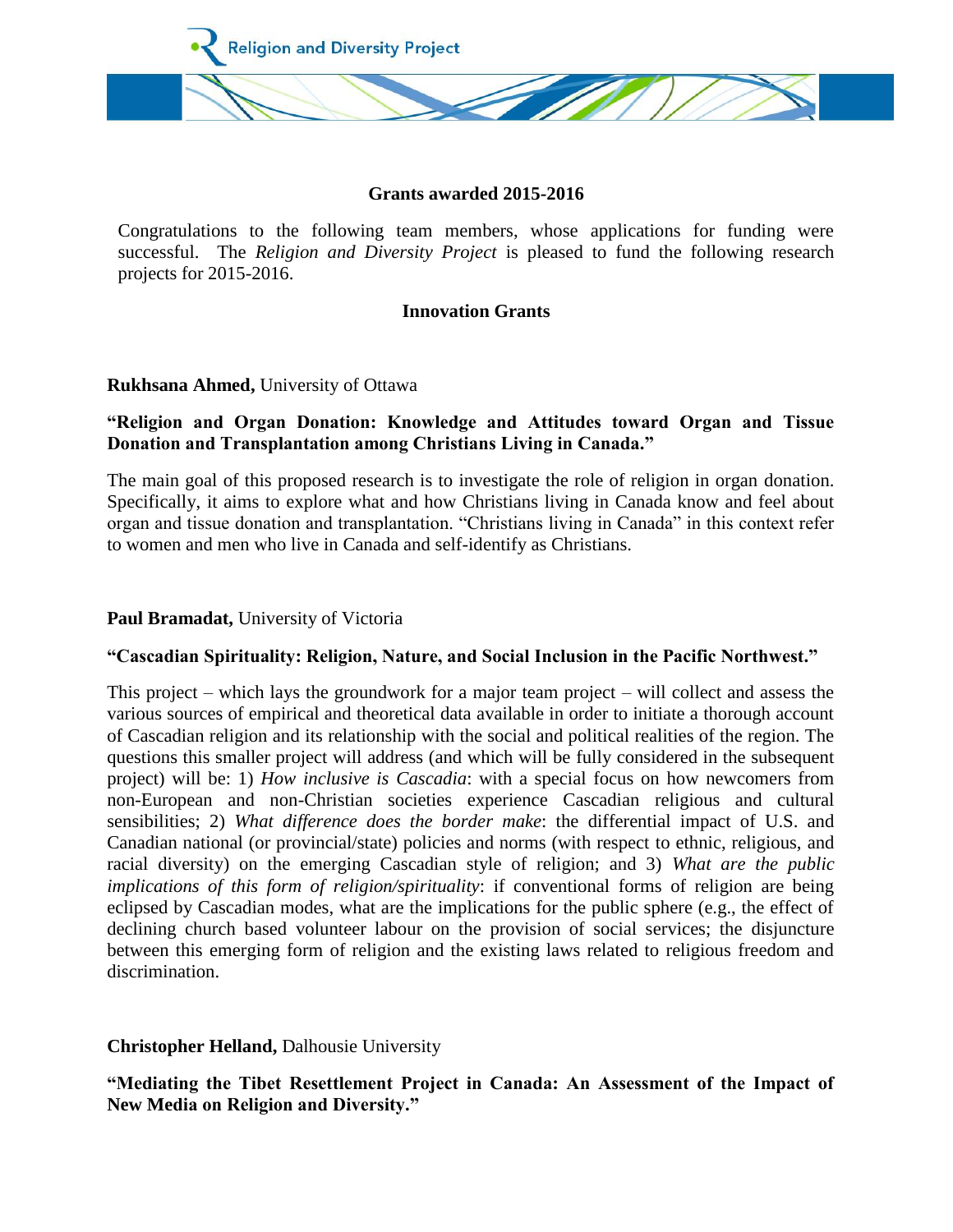## Grants awarded 2015-2016

Congratulations to the following team members, whose applications for funding were successful. The *Religion and Diversity Project* is pleased to fund the following research projects for 2015-2016.

### Innovation Grants

**Rukhsana Ahmed,** University of Ottawa

**"Religion and Organ Donation: Knowledge and Attitudes toward Organ and Tissue Donation and Transplantation among Christians Living in Canada."**

The main goal of this proposed research is to investigate the role of religion in organ donation. Specifically, it aims to explore what and how Christians living in Canada know and feel about organ and tissue donation and transplantation. "Christians living in Canada" in this context refer to women and men who live in Canada and self-identify as Christians.

**Paul Bramadat,** University of Victoria

**"Cascadian Spirituality: Religion, Nature, and Social Inclusion in the Pacific Northwest."**

This project – which lays the groundwork for a major team project – will collect and assess the various sources of empirical and theoretical data available in order to initiate a thorough account of Cascadian religion and its relationship with the social and political realities of the region. The questions this smaller project will address (and which will be fully considered in the subsequent project) will be: 1) *How inclusive is Cascadia*: with a special focus on how newcomers from non-European and non-Christian societies experience Cascadian religious and cultural sensibilities; 2) *What difference does the border make*: the differential impact of U.S. and Canadian national (or provincial/state) policies and norms (with respect to ethnic, religious, and racial diversity) on the emerging Cascadian style of religion; and 3) *What are the public implications of this form of religion/spirituality*: if conventional forms of religion are being eclipsed by Cascadian modes, what are the implications for the public sphere (e.g., the effect of declining church based volunteer labour on the provision of social services; the disjuncture between this emerging form of religion and the existing laws related to religious freedom and discrimination.

**Christopher Helland,** Dalhousie University

**"Mediating the Tibet Resettlement Project in Canada: An Assessment of the Impact of New Media on Religion and Diversity."**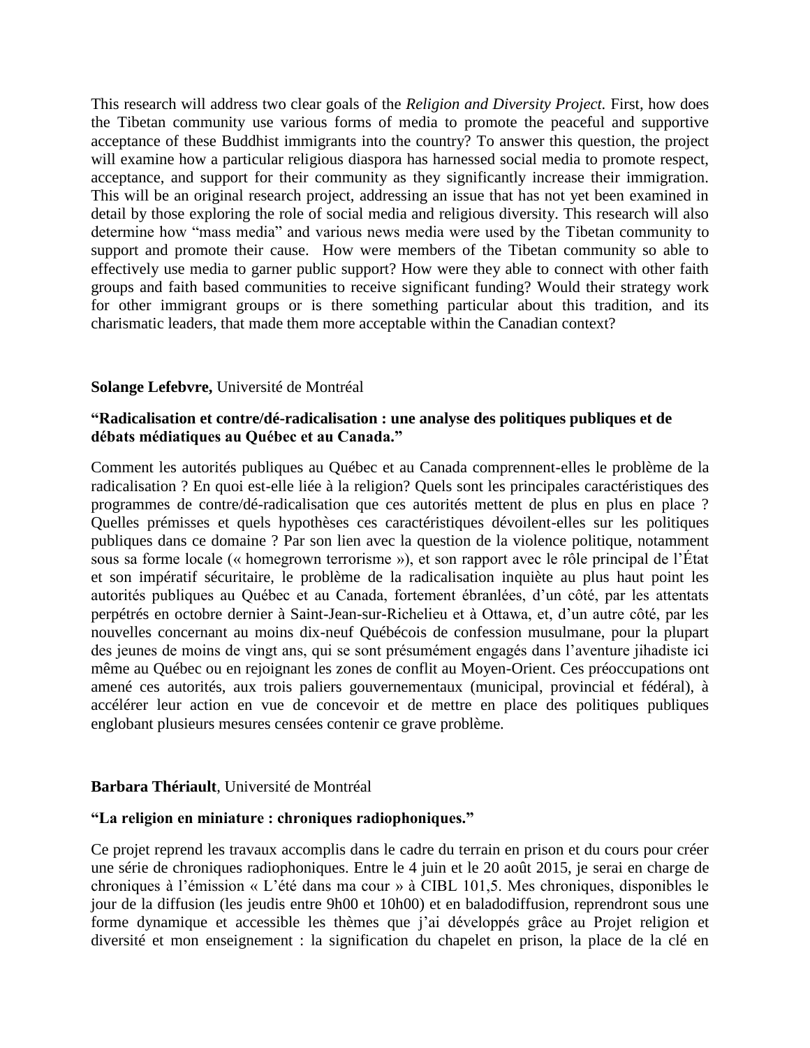This research will address two clear goals of the *Religion and Diversity Project.* First, how does the Tibetan community use various forms of media to promote the peaceful and supportive acceptance of these Buddhist immigrants into the country? To answer this question, the project will examine how a particular religious diaspora has harnessed social media to promote respect, acceptance, and support for their community as they significantly increase their immigration. This will be an original research project, addressing an issue that has not yet been examined in detail by those exploring the role of social media and religious diversity. This research will also determine how "mass media" and various news media were used by the Tibetan community to support and promote their cause. How were members of the Tibetan community so able to effectively use media to garner public support? How were they able to connect with other faith groups and faith based communities to receive significant funding? Would their strategy work for other immigrant groups or is there something particular about this tradition, and its charismatic leaders, that made them more acceptable within the Canadian context?

**Solange Lefebvre,** Université de Montréal

**"Radicalisation et contre/dé-radicalisation : une analyse des politiques publiques et de débats médiatiques au Québec et au Canada."**

Comment les autorités publiques au Québec et au Canada comprennent-elles le problème de la radicalisation ? En quoi est-elle liée à la religion? Quels sont les principales caractéristiques des programmes de contre/dé-radicalisation que ces autorités mettent de plus en plus en place ? Quelles prémisses et quels hypothèses ces caractéristiques dévoilent-elles sur les politiques publiques dans ce domaine ? Par son lien avec la question de la violence politique, notamment sous sa forme locale (« homegrown terrorisme »), et son rapport avec le rôle principal de l'État et son impératif sécuritaire, le problème de la radicalisation inquiète au plus haut point les autorités publiques au Québec et au Canada, fortement ébranlées, d'un côté, par les attentats perpétrés en octobre dernier à Saint-Jean-sur-Richelieu et à Ottawa, et, d'un autre côté, par les nouvelles concernant au moins dix-neuf Québécois de confession musulmane, pour la plupart des jeunes de moins de vingt ans, qui se sont présumément engagés dans l'aventure jihadiste ici même au Québec ou en rejoignant les zones de conflit au Moyen-Orient. Ces préoccupations ont amené ces autorités, aux trois paliers gouvernementaux (municipal, provincial et fédéral), à accélérer leur action en vue de concevoir et de mettre en place des politiques publiques englobant plusieurs mesures censées contenir ce grave problème.

**Barbara Thériault**, Université de Montréal

**"La religion en miniature : chroniques radiophoniques."**

Ce projet reprend les travaux accomplis dans le cadre du terrain en prison et du cours pour créer une série de chroniques radiophoniques. Entre le 4 juin et le 20 août 2015, je serai en charge de chroniques à l'émission « L'été dans ma cour » à CIBL 101,5. Mes chroniques, disponibles le jour de la diffusion (les jeudis entre 9h00 et 10h00) et en baladodiffusion, reprendront sous une forme dynamique et accessible les thèmes que j'ai développés grâce au Projet religion et diversité et mon enseignement : la signification du chapelet en prison, la place de la clé en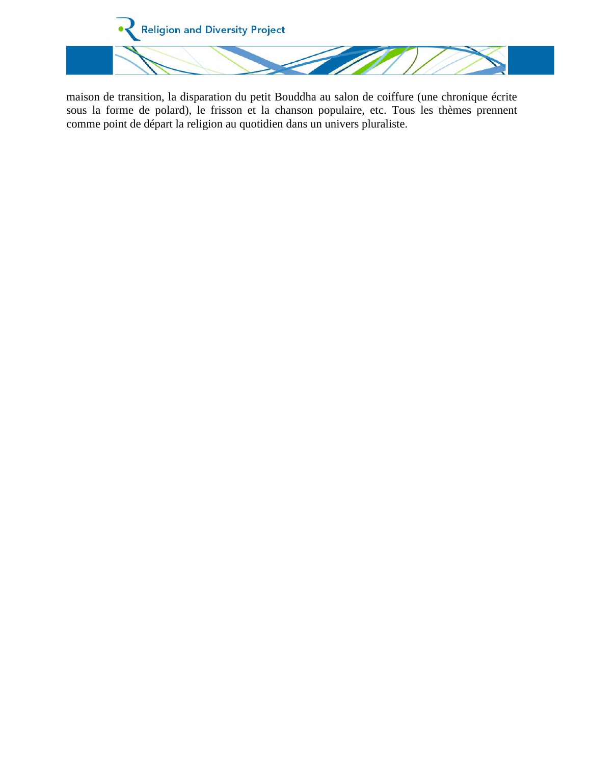maison de transition, la disparation du petit Bouddha au salon de coiffure (une chronique écrite sous la forme de polard), le frisson et la chanson populaire, etc. Tous les thèmes prennent comme point de départ la religion au quotidien dans un univers pluraliste.